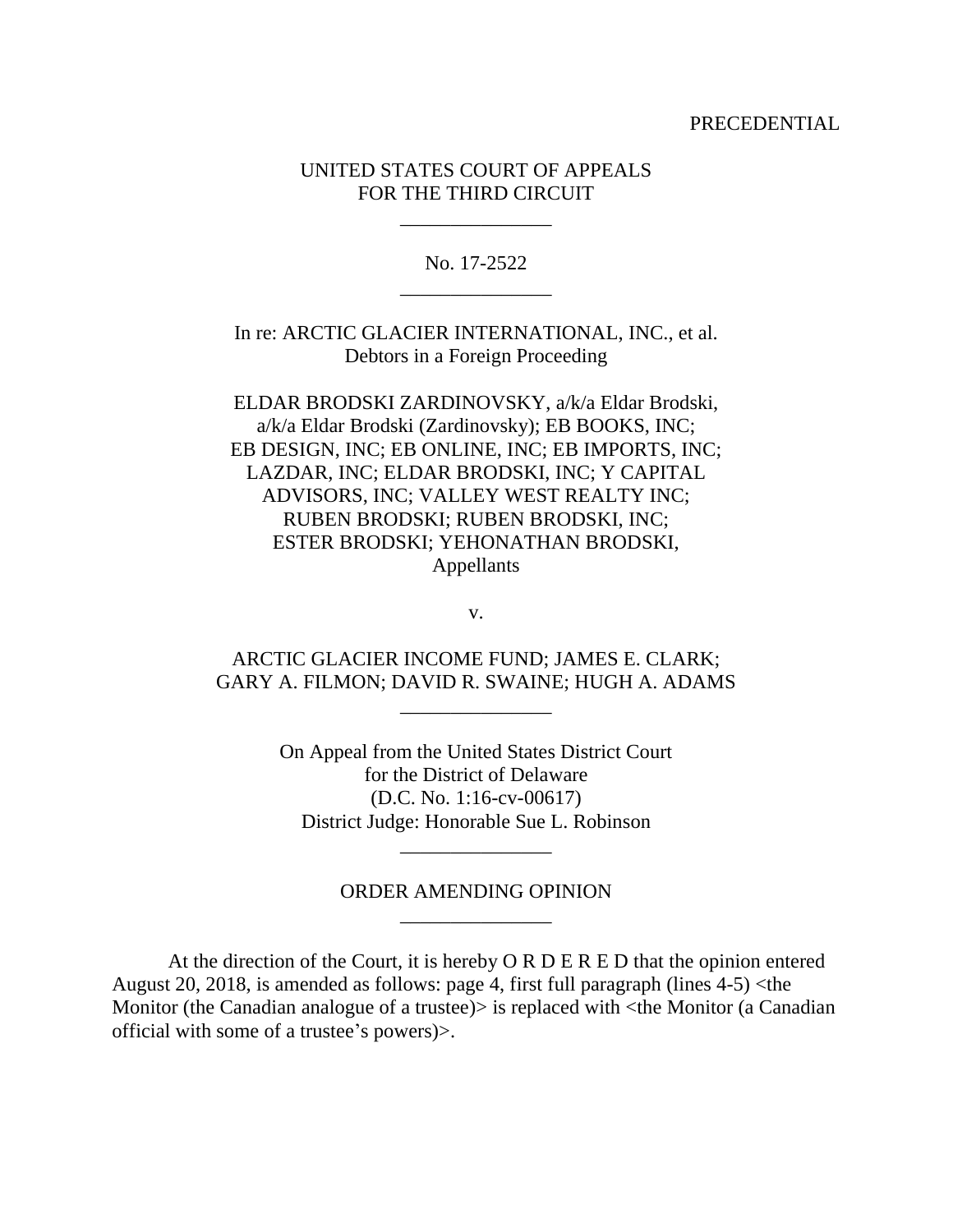PRECEDENTIAL

UNITED STATES COURT OF APPEALS
FOR THE THIRD CIRCUIT

\_\_\_\_\_\_\_\_\_\_\_\_\_\_\_

No. 17-2522

\_\_\_\_\_\_\_\_\_\_\_\_\_\_\_

In re: ARCTIC GLACIER INTERNATIONAL, INC., et al.
Debtors in a Foreign Proceeding

ELDAR BRODSKI ZARDINOVSKY, a/k/a Eldar Brodski, a/k/a Eldar Brodski (Zardinovsky); EB BOOKS, INC; EB DESIGN, INC; EB ONLINE, INC; EB IMPORTS, INC; LAZDAR, INC; ELDAR BRODSKI, INC; Y CAPITAL ADVISORS, INC; VALLEY WEST REALTY INC; RUBEN BRODSKI; RUBEN BRODSKI, INC; ESTER BRODSKI; YEHONATHAN BRODSKI,
Appellants

v.

ARCTIC GLACIER INCOME FUND; JAMES E. CLARK; GARY A. FILMON; DAVID R. SWAINE; HUGH A. ADAMS

\_\_\_\_\_\_\_\_\_\_\_\_\_\_\_

On Appeal from the United States District Court
for the District of Delaware
(D.C. No. 1:16-cv-00617)
District Judge: Honorable Sue L. Robinson

\_\_\_\_\_\_\_\_\_\_\_\_\_\_\_

ORDER AMENDING OPINION

\_\_\_\_\_\_\_\_\_\_\_\_\_\_\_

At the direction of the Court, it is hereby O R D E R E D that the opinion entered August 20, 2018, is amended as follows: page 4, first full paragraph (lines 4-5) <the Monitor (the Canadian analogue of a trustee)> is replaced with <the Monitor (a Canadian official with some of a trustee's powers)>.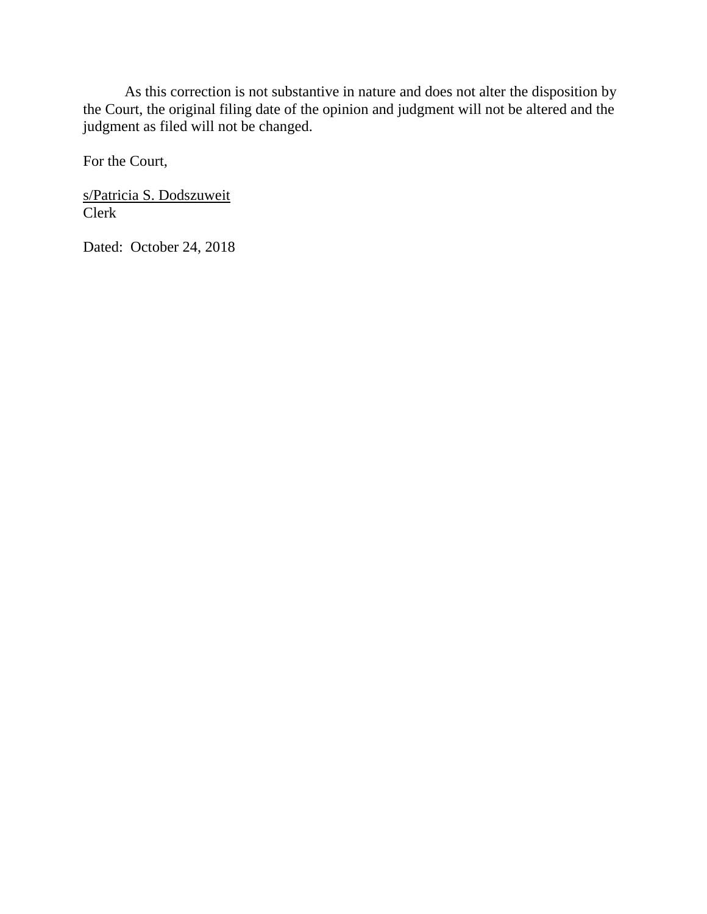As this correction is not substantive in nature and does not alter the disposition by the Court, the original filing date of the opinion and judgment will not be altered and the judgment as filed will not be changed.

For the Court,

s/Patricia S. Dodszuweit
Clerk

Dated: October 24, 2018